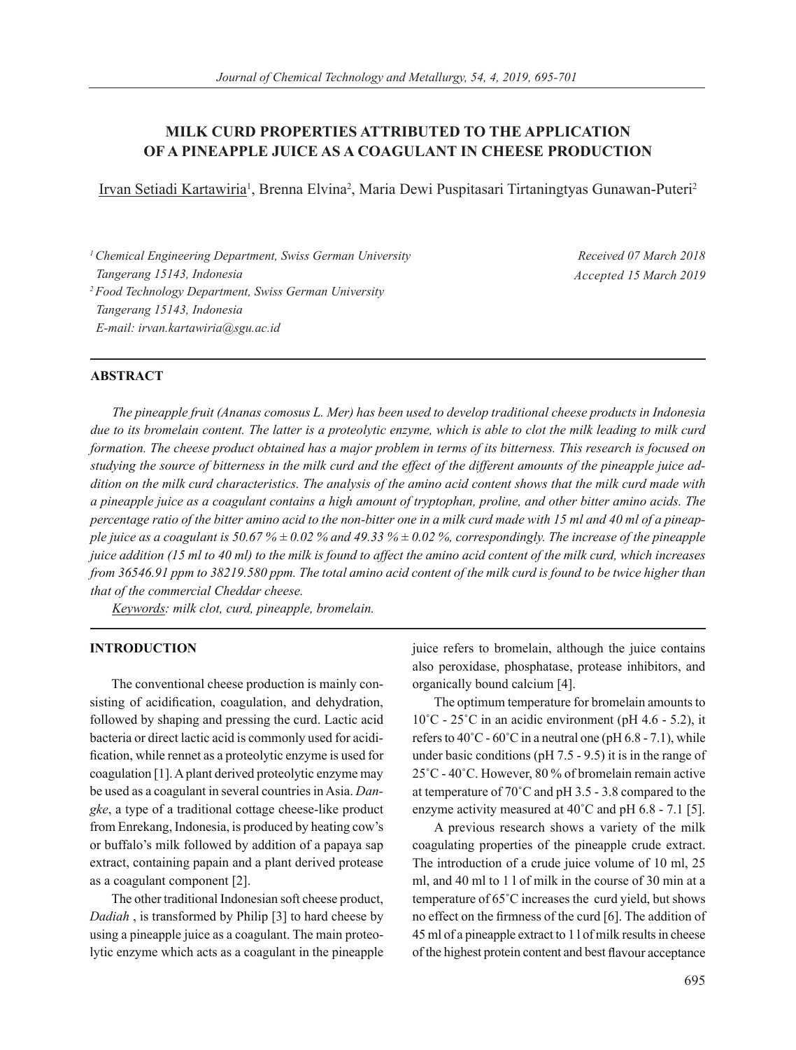# MILK CURD PROPERTIES ATTRIBUTED TO THE APPLICATION OF A PINEAPPLE JUICE AS A COAGULANT IN CHEESE PRODUCTION

Irvan Setiadi Kartawiria[1], Brenna Elvina[2], Maria Dewi Puspitasari Tirtaningtyas Gunawan-Puteri[2]

[1] Chemical Engineering Department, Swiss German University Tangerang 15143, Indonesia
[2] Food Technology Department, Swiss German University Tangerang 15143, Indonesia
E-mail: irvan.kartawiria@sgu.ac.id

*Received 07 March 2018*
*Accepted 15 March 2019*

## ABSTRACT

*The pineapple fruit (Ananas comosus L. Mer) has been used to develop traditional cheese products in Indonesia due to its bromelain content. The latter is a proteolytic enzyme, which is able to clot the milk leading to milk curd formation. The cheese product obtained has a major problem in terms of its bitterness. This research is focused on studying the source of bitterness in the milk curd and the effect of the different amounts of the pineapple juice addition on the milk curd characteristics. The analysis of the amino acid content shows that the milk curd made with a pineapple juice as a coagulant contains a high amount of tryptophan, proline, and other bitter amino acids. The percentage ratio of the bitter amino acid to the non-bitter one in a milk curd made with 15 ml and 40 ml of a pineapple juice as a coagulant is 50.67 % ± 0.02 % and 49.33 % ± 0.02 %, correspondingly. The increase of the pineapple juice addition (15 ml to 40 ml) to the milk is found to affect the amino acid content of the milk curd, which increases from 36546.91 ppm to 38219.580 ppm. The total amino acid content of the milk curd is found to be twice higher than that of the commercial Cheddar cheese.*

*Keywords*: *milk clot, curd, pineapple, bromelain.*

## INTRODUCTION

The conventional cheese production is mainly consisting of acidification, coagulation, and dehydration, followed by shaping and pressing the curd. Lactic acid bacteria or direct lactic acid is commonly used for acidification, while rennet as a proteolytic enzyme is used for coagulation [1]. A plant derived proteolytic enzyme may be used as a coagulant in several countries in Asia. *Dangke*, a type of a traditional cottage cheese-like product from Enrekang, Indonesia, is produced by heating cow's or buffalo's milk followed by addition of a papaya sap extract, containing papain and a plant derived protease as a coagulant component [2].

The other traditional Indonesian soft cheese product, *Dadiah* , is transformed by Philip [3] to hard cheese by using a pineapple juice as a coagulant. The main proteolytic enzyme which acts as a coagulant in the pineapple juice refers to bromelain, although the juice contains also peroxidase, phosphatase, protease inhibitors, and organically bound calcium [4].

The optimum temperature for bromelain amounts to 10˚C - 25˚C in an acidic environment (pH 4.6 - 5.2), it refers to 40˚C - 60˚C in a neutral one (pH 6.8 - 7.1), while under basic conditions (pH 7.5 - 9.5) it is in the range of 25˚C - 40˚C. However, 80 % of bromelain remain active at temperature of 70˚C and pH 3.5 - 3.8 compared to the enzyme activity measured at 40˚C and pH 6.8 - 7.1 [5].

A previous research shows a variety of the milk coagulating properties of the pineapple crude extract. The introduction of a crude juice volume of 10 ml, 25 ml, and 40 ml to 1 l of milk in the course of 30 min at a temperature of 65˚C increases the curd yield, but shows no effect on the firmness of the curd [6]. The addition of 45 ml of a pineapple extract to 1 l of milk results in cheese of the highest protein content and best flavour acceptance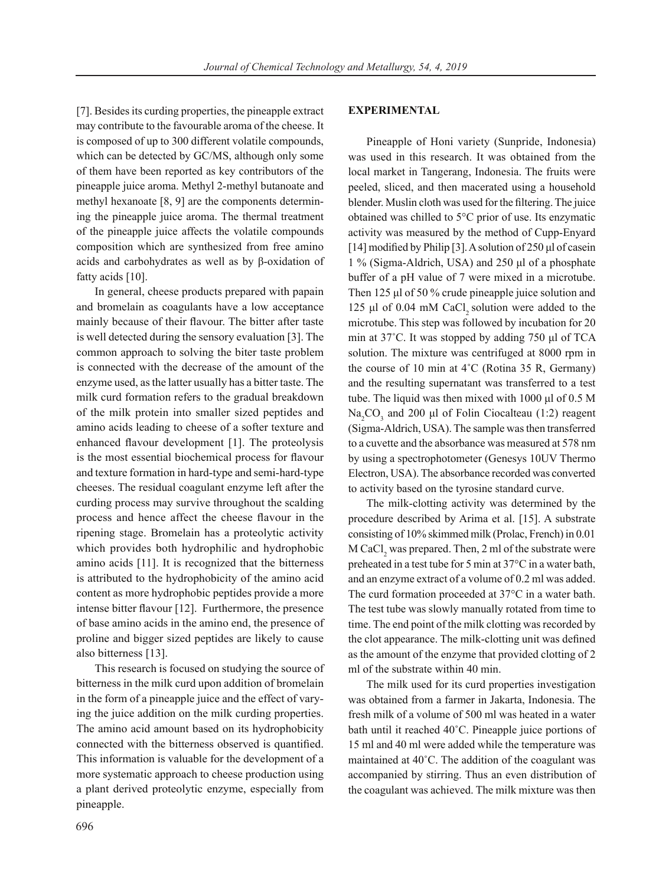[7]. Besides its curding properties, the pineapple extract may contribute to the favourable aroma of the cheese. It is composed of up to 300 different volatile compounds, which can be detected by GC/MS, although only some of them have been reported as key contributors of the pineapple juice aroma. Methyl 2-methyl butanoate and methyl hexanoate [8, 9] are the components determining the pineapple juice aroma. The thermal treatment of the pineapple juice affects the volatile compounds composition which are synthesized from free amino acids and carbohydrates as well as by β-oxidation of fatty acids [10].

In general, cheese products prepared with papain and bromelain as coagulants have a low acceptance mainly because of their flavour. The bitter after taste is well detected during the sensory evaluation [3]. The common approach to solving the biter taste problem is connected with the decrease of the amount of the enzyme used, as the latter usually has a bitter taste. The milk curd formation refers to the gradual breakdown of the milk protein into smaller sized peptides and amino acids leading to cheese of a softer texture and enhanced flavour development [1]. The proteolysis is the most essential biochemical process for flavour and texture formation in hard-type and semi-hard-type cheeses. The residual coagulant enzyme left after the curding process may survive throughout the scalding process and hence affect the cheese flavour in the ripening stage. Bromelain has a proteolytic activity which provides both hydrophilic and hydrophobic amino acids [11]. It is recognized that the bitterness is attributed to the hydrophobicity of the amino acid content as more hydrophobic peptides provide a more intense bitter flavour [12]. Furthermore, the presence of base amino acids in the amino end, the presence of proline and bigger sized peptides are likely to cause also bitterness [13].

This research is focused on studying the source of bitterness in the milk curd upon addition of bromelain in the form of a pineapple juice and the effect of varying the juice addition on the milk curding properties. The amino acid amount based on its hydrophobicity connected with the bitterness observed is quantified. This information is valuable for the development of a more systematic approach to cheese production using a plant derived proteolytic enzyme, especially from pineapple.

## EXPERIMENTAL

Pineapple of Honi variety (Sunpride, Indonesia) was used in this research. It was obtained from the local market in Tangerang, Indonesia. The fruits were peeled, sliced, and then macerated using a household blender. Muslin cloth was used for the filtering. The juice obtained was chilled to 5°C prior of use. Its enzymatic activity was measured by the method of Cupp-Enyard [14] modified by Philip [3]. A solution of 250 μl of casein 1 % (Sigma-Aldrich, USA) and 250 μl of a phosphate buffer of a pH value of 7 were mixed in a microtube. Then 125 μl of 50 % crude pineapple juice solution and 125 μl of 0.04 mM $CaCl_2$ solution were added to the microtube. This step was followed by incubation for 20 min at 37˚C. It was stopped by adding 750 μl of TCA solution. The mixture was centrifuged at 8000 rpm in the course of 10 min at 4˚C (Rotina 35 R, Germany) and the resulting supernatant was transferred to a test tube. The liquid was then mixed with 1000 μl of 0.5 M $Na_2CO_3$ and 200 μl of Folin Ciocalteau (1:2) reagent (Sigma-Aldrich, USA). The sample was then transferred to a cuvette and the absorbance was measured at 578 nm by using a spectrophotometer (Genesys 10UV Thermo Electron, USA). The absorbance recorded was converted to activity based on the tyrosine standard curve.

The milk-clotting activity was determined by the procedure described by Arima et al. [15]. A substrate consisting of 10% skimmed milk (Prolac, French) in 0.01 M $CaCl_2$ was prepared. Then, 2 ml of the substrate were preheated in a test tube for 5 min at 37°C in a water bath, and an enzyme extract of a volume of 0.2 ml was added. The curd formation proceeded at 37°C in a water bath. The test tube was slowly manually rotated from time to time. The end point of the milk clotting was recorded by the clot appearance. The milk-clotting unit was defined as the amount of the enzyme that provided clotting of 2 ml of the substrate within 40 min.

The milk used for its curd properties investigation was obtained from a farmer in Jakarta, Indonesia. The fresh milk of a volume of 500 ml was heated in a water bath until it reached 40˚C. Pineapple juice portions of 15 ml and 40 ml were added while the temperature was maintained at 40˚C. The addition of the coagulant was accompanied by stirring. Thus an even distribution of the coagulant was achieved. The milk mixture was then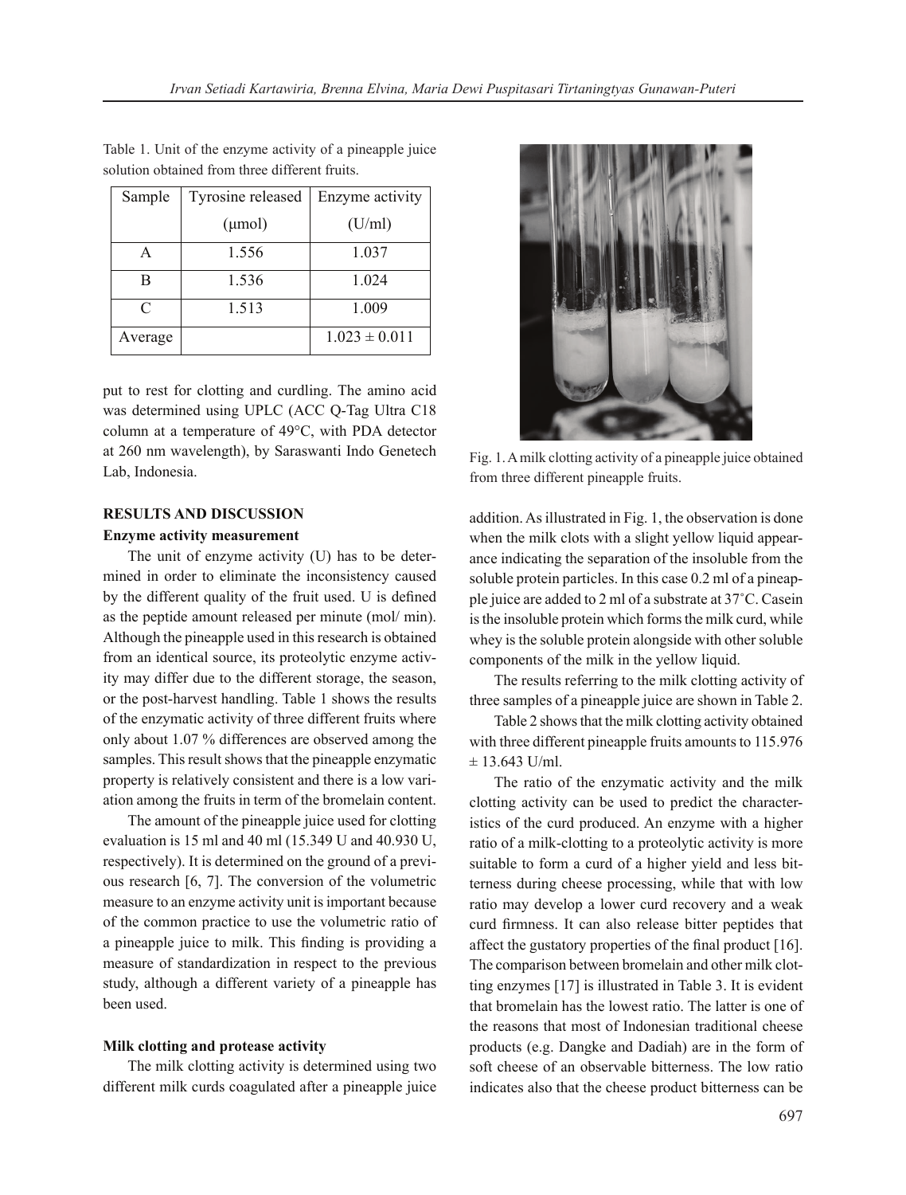Table 1. Unit of the enzyme activity of a pineapple juice solution obtained from three different fruits.

| Sample | Tyrosine released (μmol) | Enzyme activity (U/ml) |
|---|---|---|
| A | 1.556 | 1.037 |
| B | 1.536 | 1.024 |
| C | 1.513 | 1.009 |
| Average | | 1.023 ± 0.011 |

put to rest for clotting and curdling. The amino acid was determined using UPLC (ACC Q-Tag Ultra C18 column at a temperature of 49°C, with PDA detector at 260 nm wavelength), by Saraswanti Indo Genetech Lab, Indonesia.

## RESULTS AND DISCUSSION

### Enzyme activity measurement

The unit of enzyme activity (U) has to be determined in order to eliminate the inconsistency caused by the different quality of the fruit used. U is defined as the peptide amount released per minute (mol/ min). Although the pineapple used in this research is obtained from an identical source, its proteolytic enzyme activity may differ due to the different storage, the season, or the post-harvest handling. Table 1 shows the results of the enzymatic activity of three different fruits where only about 1.07 % differences are observed among the samples. This result shows that the pineapple enzymatic property is relatively consistent and there is a low variation among the fruits in term of the bromelain content.

The amount of the pineapple juice used for clotting evaluation is 15 ml and 40 ml (15.349 U and 40.930 U, respectively). It is determined on the ground of a previous research [6, 7]. The conversion of the volumetric measure to an enzyme activity unit is important because of the common practice to use the volumetric ratio of a pineapple juice to milk. This finding is providing a measure of standardization in respect to the previous study, although a different variety of a pineapple has been used.

### Milk clotting and protease activity

The milk clotting activity is determined using two different milk curds coagulated after a pineapple juice addition. As illustrated in Fig. 1, the observation is done when the milk clots with a slight yellow liquid appearance indicating the separation of the insoluble from the soluble protein particles. In this case 0.2 ml of a pineapple juice are added to 2 ml of a substrate at 37˚C. Casein is the insoluble protein which forms the milk curd, while whey is the soluble protein alongside with other soluble components of the milk in the yellow liquid.

Fig. 1. A milk clotting activity of a pineapple juice obtained from three different pineapple fruits.

The results referring to the milk clotting activity of three samples of a pineapple juice are shown in Table 2.

Table 2 shows that the milk clotting activity obtained with three different pineapple fruits amounts to 115.976 ± 13.643 U/ml.

The ratio of the enzymatic activity and the milk clotting activity can be used to predict the characteristics of the curd produced. An enzyme with a higher ratio of a milk-clotting to a proteolytic activity is more suitable to form a curd of a higher yield and less bitterness during cheese processing, while that with low ratio may develop a lower curd recovery and a weak curd firmness. It can also release bitter peptides that affect the gustatory properties of the final product [16]. The comparison between bromelain and other milk clotting enzymes [17] is illustrated in Table 3. It is evident that bromelain has the lowest ratio. The latter is one of the reasons that most of Indonesian traditional cheese products (e.g. Dangke and Dadiah) are in the form of soft cheese of an observable bitterness. The low ratio indicates also that the cheese product bitterness can be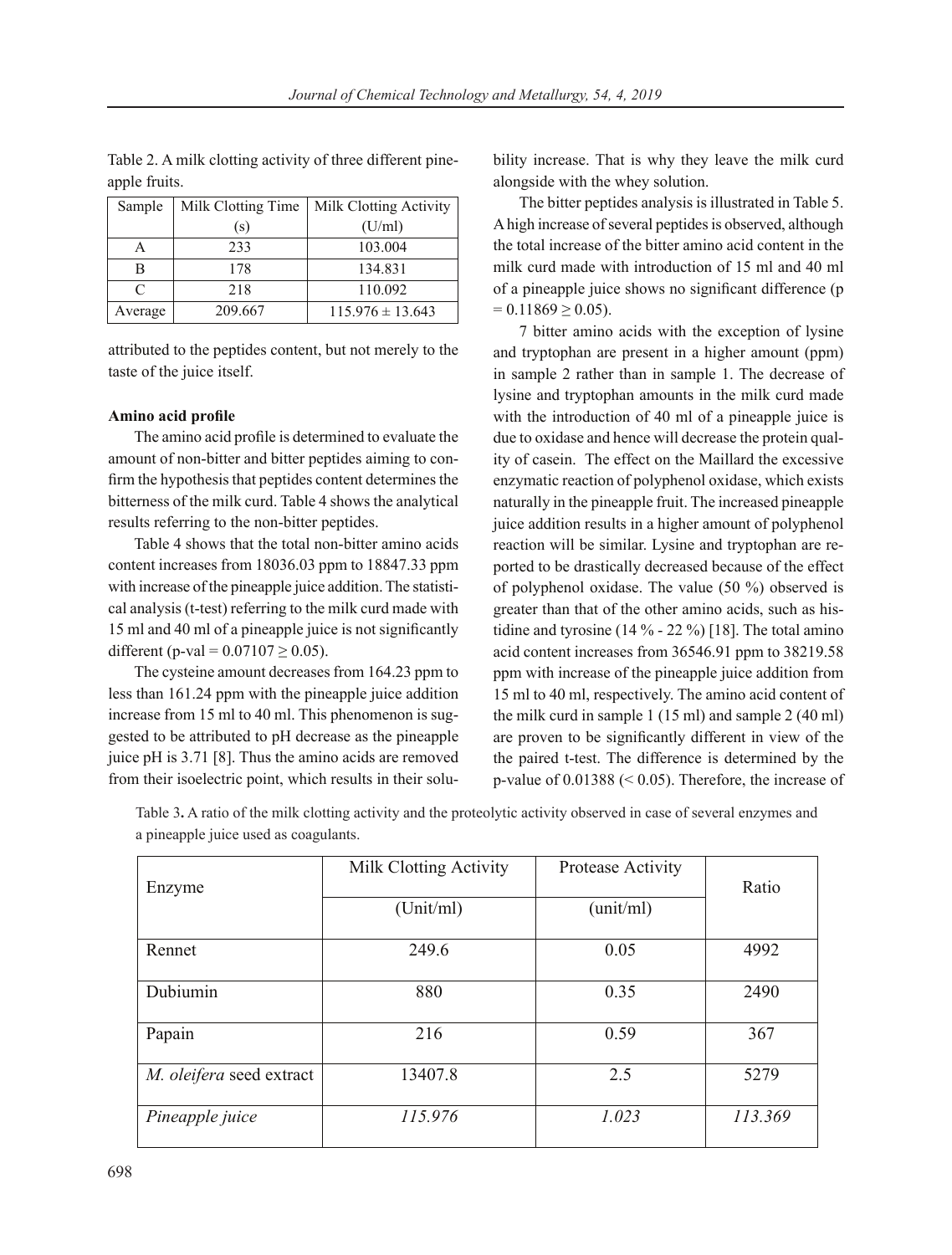Table 2. A milk clotting activity of three different pineapple fruits.

| Sample | Milk Clotting Time (s) | Milk Clotting Activity (U/ml) |
|---|---|---|
| A | 233 | 103.004 |
| B | 178 | 134.831 |
| C | 218 | 110.092 |
| Average | 209.667 | 115.976 ± 13.643 |

attributed to the peptides content, but not merely to the taste of the juice itself.

**Amino acid profile**

The amino acid profile is determined to evaluate the amount of non-bitter and bitter peptides aiming to confirm the hypothesis that peptides content determines the bitterness of the milk curd. Table 4 shows the analytical results referring to the non-bitter peptides.

Table 4 shows that the total non-bitter amino acids content increases from 18036.03 ppm to 18847.33 ppm with increase of the pineapple juice addition. The statistical analysis (t-test) referring to the milk curd made with 15 ml and 40 ml of a pineapple juice is not significantly different (p-val = 0.07107 ≥ 0.05).

The cysteine amount decreases from 164.23 ppm to less than 161.24 ppm with the pineapple juice addition increase from 15 ml to 40 ml. This phenomenon is suggested to be attributed to pH decrease as the pineapple juice pH is 3.71 [8]. Thus the amino acids are removed from their isoelectric point, which results in their solubility increase. That is why they leave the milk curd alongside with the whey solution.

The bitter peptides analysis is illustrated in Table 5. A high increase of several peptides is observed, although the total increase of the bitter amino acid content in the milk curd made with introduction of 15 ml and 40 ml of a pineapple juice shows no significant difference (p = 0.11869 ≥ 0.05).

7 bitter amino acids with the exception of lysine and tryptophan are present in a higher amount (ppm) in sample 2 rather than in sample 1. The decrease of lysine and tryptophan amounts in the milk curd made with the introduction of 40 ml of a pineapple juice is due to oxidase and hence will decrease the protein quality of casein. The effect on the Maillard the excessive enzymatic reaction of polyphenol oxidase, which exists naturally in the pineapple fruit. The increased pineapple juice addition results in a higher amount of polyphenol reaction will be similar. Lysine and tryptophan are reported to be drastically decreased because of the effect of polyphenol oxidase. The value (50 %) observed is greater than that of the other amino acids, such as histidine and tyrosine (14 % - 22 %) [18]. The total amino acid content increases from 36546.91 ppm to 38219.58 ppm with increase of the pineapple juice addition from 15 ml to 40 ml, respectively. The amino acid content of the milk curd in sample 1 (15 ml) and sample 2 (40 ml) are proven to be significantly different in view of the the paired t-test. The difference is determined by the p-value of 0.01388 (< 0.05). Therefore, the increase of

Table 3**.** A ratio of the milk clotting activity and the proteolytic activity observed in case of several enzymes and a pineapple juice used as coagulants.

| Enzyme | Milk Clotting Activity (Unit/ml) | Protease Activity (unit/ml) | Ratio |
|---|---|---|---|
| Rennet | 249.6 | 0.05 | 4992 |
| Dubiumin | 880 | 0.35 | 2490 |
| Papain | 216 | 0.59 | 367 |
| *M. oleifera* seed extract | 13407.8 | 2.5 | 5279 |
| *Pineapple juice* | *115.976* | *1.023* | *113.369* |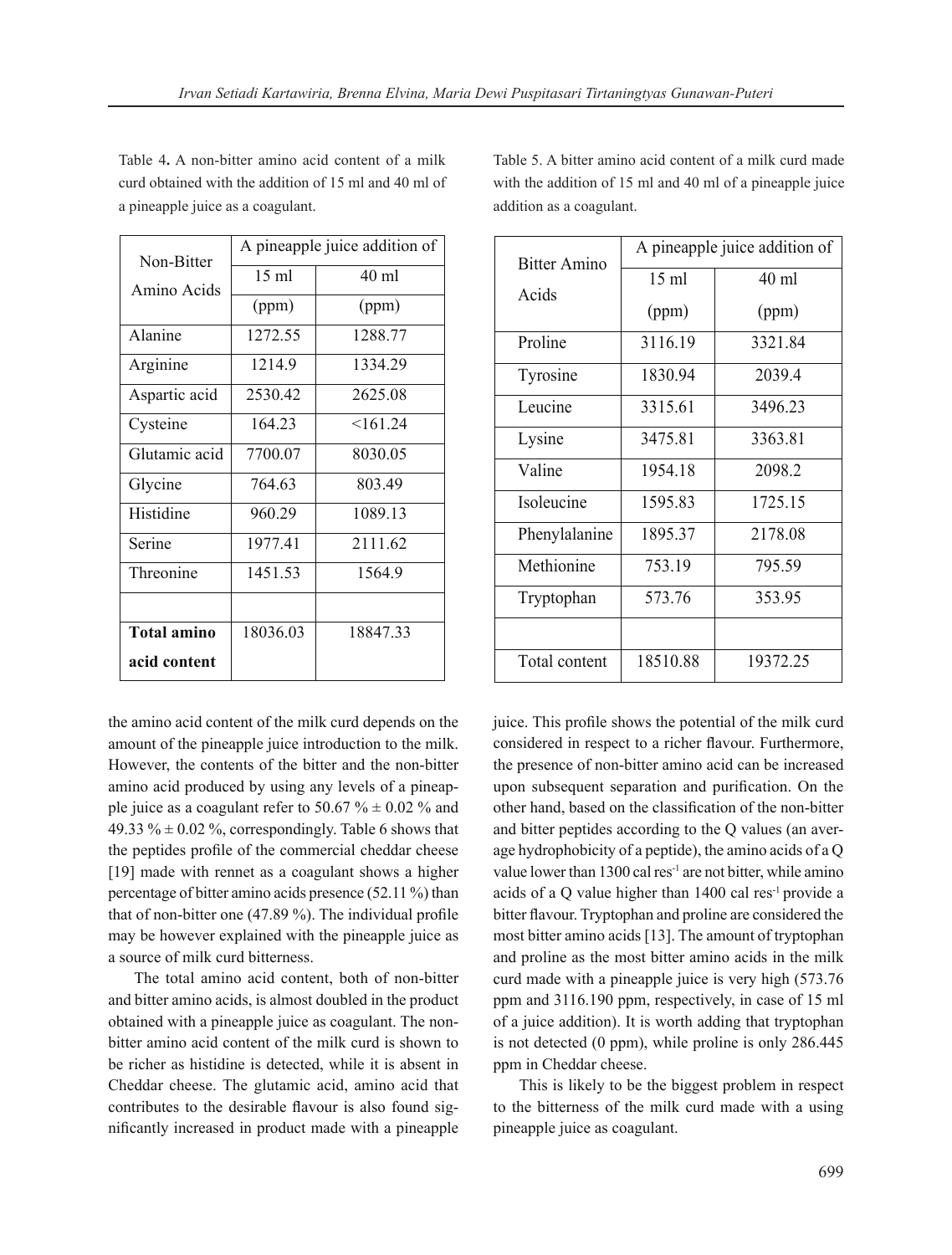Table 4. A non-bitter amino acid content of a milk curd obtained with the addition of 15 ml and 40 ml of a pineapple juice as a coagulant.

| Non-Bitter Amino Acids | A pineapple juice addition of | |
|---|---|---|
| | 15 ml | 40 ml |
| | (ppm) | (ppm) |
| Alanine | 1272.55 | 1288.77 |
| Arginine | 1214.9 | 1334.29 |
| Aspartic acid | 2530.42 | 2625.08 |
| Cysteine | 164.23 | <161.24 |
| Glutamic acid | 7700.07 | 8030.05 |
| Glycine | 764.63 | 803.49 |
| Histidine | 960.29 | 1089.13 |
| Serine | 1977.41 | 2111.62 |
| Threonine | 1451.53 | 1564.9 |
| | | |
| **Total amino acid content** | 18036.03 | 18847.33 |

Table 5. A bitter amino acid content of a milk curd made with the addition of 15 ml and 40 ml of a pineapple juice addition as a coagulant.

| Bitter Amino Acids | A pineapple juice addition of | |
|---|---|---|
| | 15 ml | 40 ml |
| | (ppm) | (ppm) |
| Proline | 3116.19 | 3321.84 |
| Tyrosine | 1830.94 | 2039.4 |
| Leucine | 3315.61 | 3496.23 |
| Lysine | 3475.81 | 3363.81 |
| Valine | 1954.18 | 2098.2 |
| Isoleucine | 1595.83 | 1725.15 |
| Phenylalanine | 1895.37 | 2178.08 |
| Methionine | 753.19 | 795.59 |
| Tryptophan | 573.76 | 353.95 |
| | | |
| Total content | 18510.88 | 19372.25 |

the amino acid content of the milk curd depends on the amount of the pineapple juice introduction to the milk. However, the contents of the bitter and the non-bitter amino acid produced by using any levels of a pineapple juice as a coagulant refer to 50.67 % ± 0.02 % and 49.33 % ± 0.02 %, correspondingly. Table 6 shows that the peptides profile of the commercial cheddar cheese [19] made with rennet as a coagulant shows a higher percentage of bitter amino acids presence (52.11 %) than that of non-bitter one (47.89 %). The individual profile may be however explained with the pineapple juice as a source of milk curd bitterness.

The total amino acid content, both of non-bitter and bitter amino acids, is almost doubled in the product obtained with a pineapple juice as coagulant. The non-bitter amino acid content of the milk curd is shown to be richer as histidine is detected, while it is absent in Cheddar cheese. The glutamic acid, amino acid that contributes to the desirable flavour is also found significantly increased in product made with a pineapple juice. This profile shows the potential of the milk curd considered in respect to a richer flavour. Furthermore, the presence of non-bitter amino acid can be increased upon subsequent separation and purification. On the other hand, based on the classification of the non-bitter and bitter peptides according to the Q values (an average hydrophobicity of a peptide), the amino acids of a Q value lower than 1300 cal $res^{-1}$ are not bitter, while amino acids of a Q value higher than 1400 cal $res^{-1}$ provide a bitter flavour. Tryptophan and proline are considered the most bitter amino acids [13]. The amount of tryptophan and proline as the most bitter amino acids in the milk curd made with a pineapple juice is very high (573.76 ppm and 3116.190 ppm, respectively, in case of 15 ml of a juice addition). It is worth adding that tryptophan is not detected (0 ppm), while proline is only 286.445 ppm in Cheddar cheese.

This is likely to be the biggest problem in respect to the bitterness of the milk curd made with a using pineapple juice as coagulant.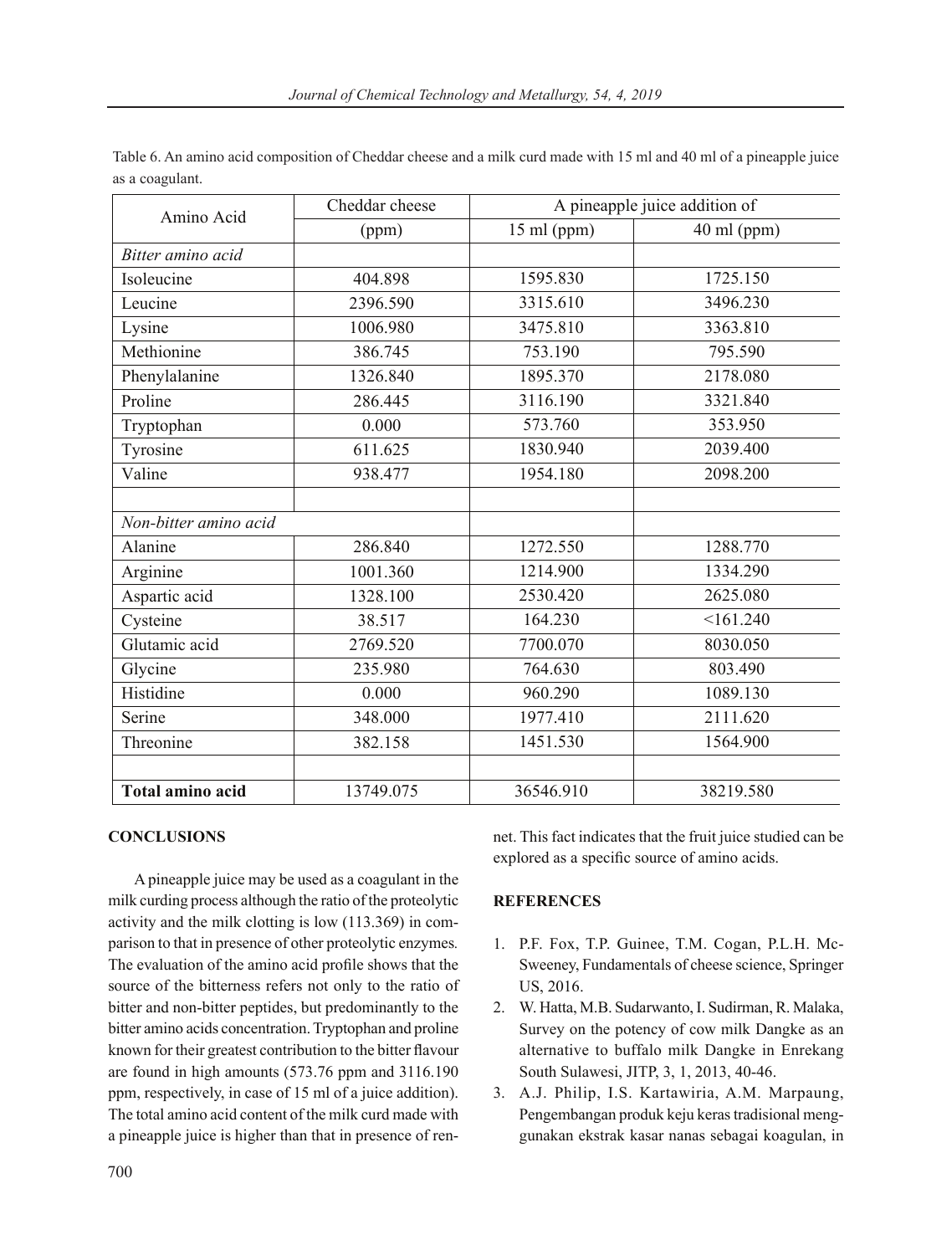Table 6. An amino acid composition of Cheddar cheese and a milk curd made with 15 ml and 40 ml of a pineapple juice as a coagulant.

| Amino Acid | Cheddar cheese | A pineapple juice addition of | |
|---|---|---|---|
| | (ppm) | 15 ml (ppm) | 40 ml (ppm) |
| *Bitter amino acid* | | | |
| Isoleucine | 404.898 | 1595.830 | 1725.150 |
| Leucine | 2396.590 | 3315.610 | 3496.230 |
| Lysine | 1006.980 | 3475.810 | 3363.810 |
| Methionine | 386.745 | 753.190 | 795.590 |
| Phenylalanine | 1326.840 | 1895.370 | 2178.080 |
| Proline | 286.445 | 3116.190 | 3321.840 |
| Tryptophan | 0.000 | 573.760 | 353.950 |
| Tyrosine | 611.625 | 1830.940 | 2039.400 |
| Valine | 938.477 | 1954.180 | 2098.200 |
| | | | |
| *Non-bitter amino acid* | | | |
| Alanine | 286.840 | 1272.550 | 1288.770 |
| Arginine | 1001.360 | 1214.900 | 1334.290 |
| Aspartic acid | 1328.100 | 2530.420 | 2625.080 |
| Cysteine | 38.517 | 164.230 | <161.240 |
| Glutamic acid | 2769.520 | 7700.070 | 8030.050 |
| Glycine | 235.980 | 764.630 | 803.490 |
| Histidine | 0.000 | 960.290 | 1089.130 |
| Serine | 348.000 | 1977.410 | 2111.620 |
| Threonine | 382.158 | 1451.530 | 1564.900 |
| | | | |
| **Total amino acid** | 13749.075 | 36546.910 | 38219.580 |

## CONCLUSIONS

A pineapple juice may be used as a coagulant in the milk curding process although the ratio of the proteolytic activity and the milk clotting is low (113.369) in comparison to that in presence of other proteolytic enzymes. The evaluation of the amino acid profile shows that the source of the bitterness refers not only to the ratio of bitter and non-bitter peptides, but predominantly to the bitter amino acids concentration. Tryptophan and proline known for their greatest contribution to the bitter flavour are found in high amounts (573.76 ppm and 3116.190 ppm, respectively, in case of 15 ml of a juice addition). The total amino acid content of the milk curd made with a pineapple juice is higher than that in presence of rennet. This fact indicates that the fruit juice studied can be explored as a specific source of amino acids.

## REFERENCES

1. P.F. Fox, T.P. Guinee, T.M. Cogan, P.L.H. McSweeney, Fundamentals of cheese science, Springer US, 2016.
2. W. Hatta, M.B. Sudarwanto, I. Sudirman, R. Malaka, Survey on the potency of cow milk Dangke as an alternative to buffalo milk Dangke in Enrekang South Sulawesi, JITP, 3, 1, 2013, 40-46.
3. A.J. Philip, I.S. Kartawiria, A.M. Marpaung, Pengembangan produk keju keras tradisional menggunakan ekstrak kasar nanas sebagai koagulan, in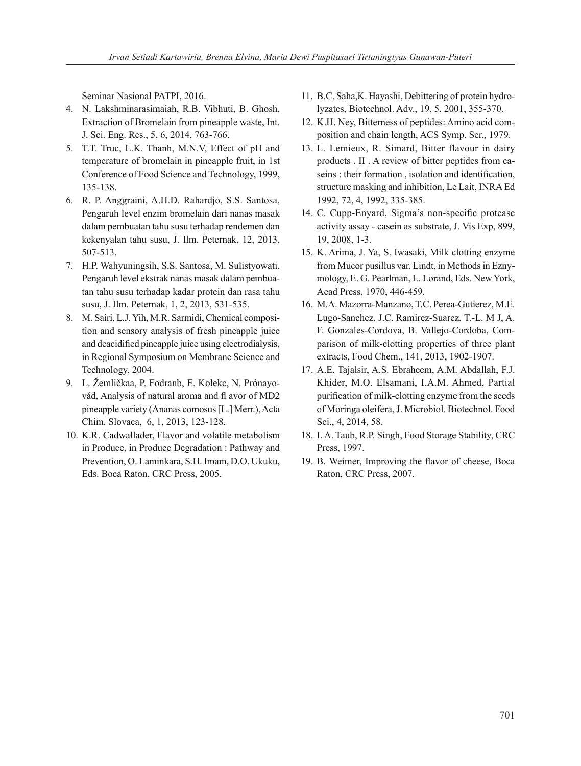Seminar Nasional PATPI, 2016.

4. N. Lakshminarasimaiah, R.B. Vibhuti, B. Ghosh, Extraction of Bromelain from pineapple waste, Int. J. Sci. Eng. Res., 5, 6, 2014, 763-766.
5. T.T. Truc, L.K. Thanh, M.N.V, Effect of pH and temperature of bromelain in pineapple fruit, in 1st Conference of Food Science and Technology, 1999, 135-138.
6. R. P. Anggraini, A.H.D. Rahardjo, S.S. Santosa, Pengaruh level enzim bromelain dari nanas masak dalam pembuatan tahu susu terhadap rendemen dan kekenyalan tahu susu, J. Ilm. Peternak, 12, 2013, 507-513.
7. H.P. Wahyuningsih, S.S. Santosa, M. Sulistyowati, Pengaruh level ekstrak nanas masak dalam pembuatan tahu susu terhadap kadar protein dan rasa tahu susu, J. Ilm. Peternak, 1, 2, 2013, 531-535.
8. M. Sairi, L.J. Yih, M.R. Sarmidi, Chemical composition and sensory analysis of fresh pineapple juice and deacidified pineapple juice using electrodialysis, in Regional Symposium on Membrane Science and Technology, 2004.
9. L. Žemličkaa, P. Fodranb, E. Kolekc, N. Prónayovád, Analysis of natural aroma and fl avor of MD2 pineapple variety (Ananas comosus [L.] Merr.), Acta Chim. Slovaca, 6, 1, 2013, 123-128.
10. K.R. Cadwallader, Flavor and volatile metabolism in Produce, in Produce Degradation : Pathway and Prevention, O. Laminkara, S.H. Imam, D.O. Ukuku, Eds. Boca Raton, CRC Press, 2005.
11. B.C. Saha,K. Hayashi, Debittering of protein hydrolyzates, Biotechnol. Adv., 19, 5, 2001, 355-370.
12. K.H. Ney, Bitterness of peptides: Amino acid composition and chain length, ACS Symp. Ser., 1979.
13. L. Lemieux, R. Simard, Bitter flavour in dairy products . II . A review of bitter peptides from caseins : their formation , isolation and identification, structure masking and inhibition, Le Lait, INRA Ed 1992, 72, 4, 1992, 335-385.
14. C. Cupp-Enyard, Sigma's non-specific protease activity assay - casein as substrate, J. Vis Exp, 899, 19, 2008, 1-3.
15. K. Arima, J. Ya, S. Iwasaki, Milk clotting enzyme from Mucor pusillus var. Lindt, in Methods in Eznymology, E. G. Pearlman, L. Lorand, Eds. New York, Acad Press, 1970, 446-459.
16. M.A. Mazorra-Manzano, T.C. Perea-Gutierez, M.E. Lugo-Sanchez, J.C. Ramirez-Suarez, T.-L. M J, A. F. Gonzales-Cordova, B. Vallejo-Cordoba, Comparison of milk-clotting properties of three plant extracts, Food Chem., 141, 2013, 1902-1907.
17. A.E. Tajalsir, A.S. Ebraheem, A.M. Abdallah, F.J. Khider, M.O. Elsamani, I.A.M. Ahmed, Partial purification of milk-clotting enzyme from the seeds of Moringa oleifera, J. Microbiol. Biotechnol. Food Sci., 4, 2014, 58.
18. I. A. Taub, R.P. Singh, Food Storage Stability, CRC Press, 1997.
19. B. Weimer, Improving the flavor of cheese, Boca Raton, CRC Press, 2007.